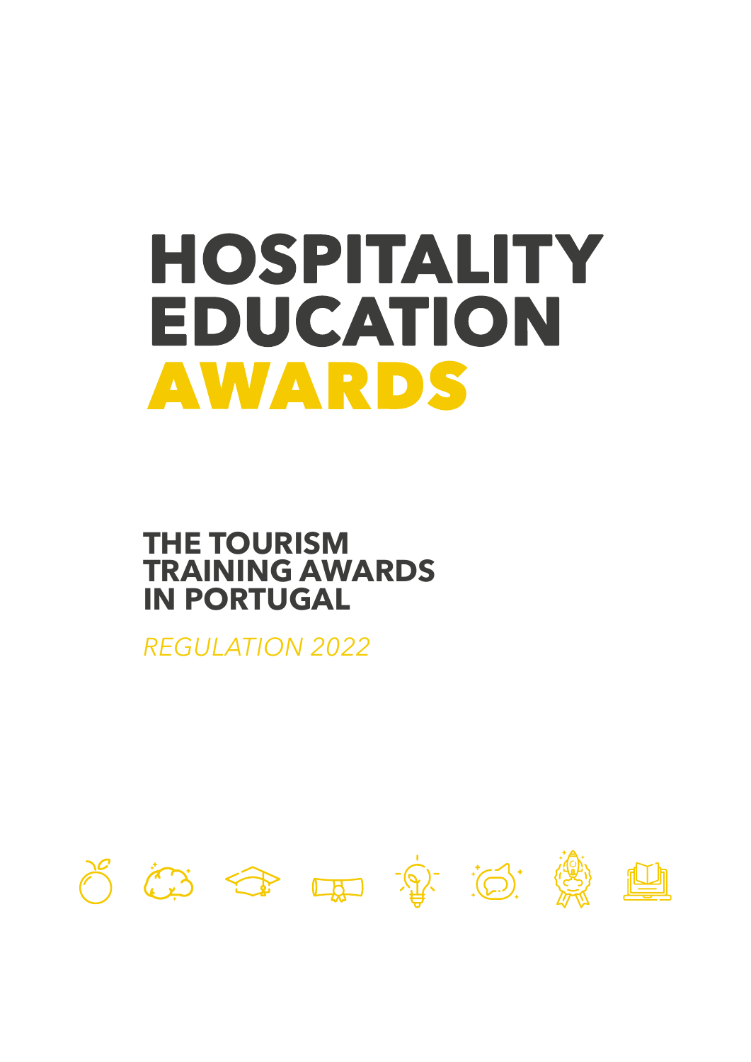# HOSPITALITY EDUCATION AWARDS

## THE TOURISM TRAINING AWARDS IN PORTUGAL

*REGULATION 2022*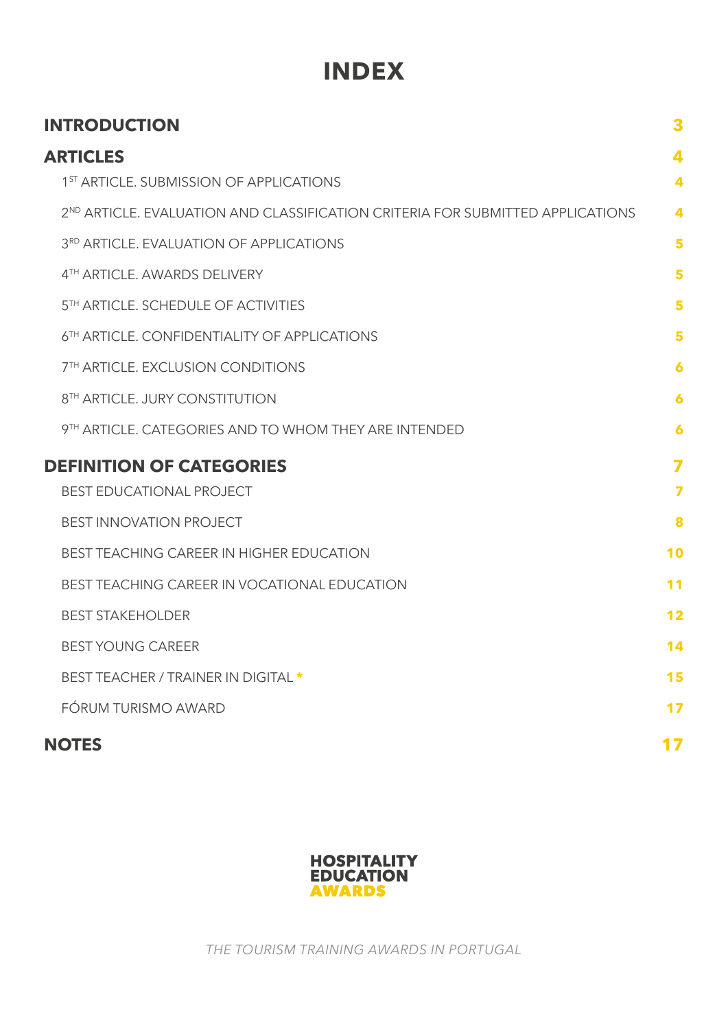# INDEX

| | |
|---|---|
| **INTRODUCTION** | **3** |
| **ARTICLES** | **4** |
| 1ST ARTICLE. SUBMISSION OF APPLICATIONS | 4 |
| 2ND ARTICLE. EVALUATION AND CLASSIFICATION CRITERIA FOR SUBMITTED APPLICATIONS | 4 |
| 3RD ARTICLE. EVALUATION OF APPLICATIONS | 5 |
| 4TH ARTICLE. AWARDS DELIVERY | 5 |
| 5TH ARTICLE. SCHEDULE OF ACTIVITIES | 5 |
| 6TH ARTICLE. CONFIDENTIALITY OF APPLICATIONS | 5 |
| 7TH ARTICLE. EXCLUSION CONDITIONS | 6 |
| 8TH ARTICLE. JURY CONSTITUTION | 6 |
| 9TH ARTICLE. CATEGORIES AND TO WHOM THEY ARE INTENDED | 6 |
| **DEFINITION OF CATEGORIES** | **7** |
| BEST EDUCATIONAL PROJECT | 7 |
| BEST INNOVATION PROJECT | 8 |
| BEST TEACHING CAREER IN HIGHER EDUCATION | 10 |
| BEST TEACHING CAREER IN VOCATIONAL EDUCATION | 11 |
| BEST STAKEHOLDER | 12 |
| BEST YOUNG CAREER | 14 |
| BEST TEACHER / TRAINER IN DIGITAL * | 15 |
| FÓRUM TURISMO AWARD | 17 |
| **NOTES** | **17** |

**HOSPITALITY EDUCATION AWARDS**

*THE TOURISM TRAINING AWARDS IN PORTUGAL*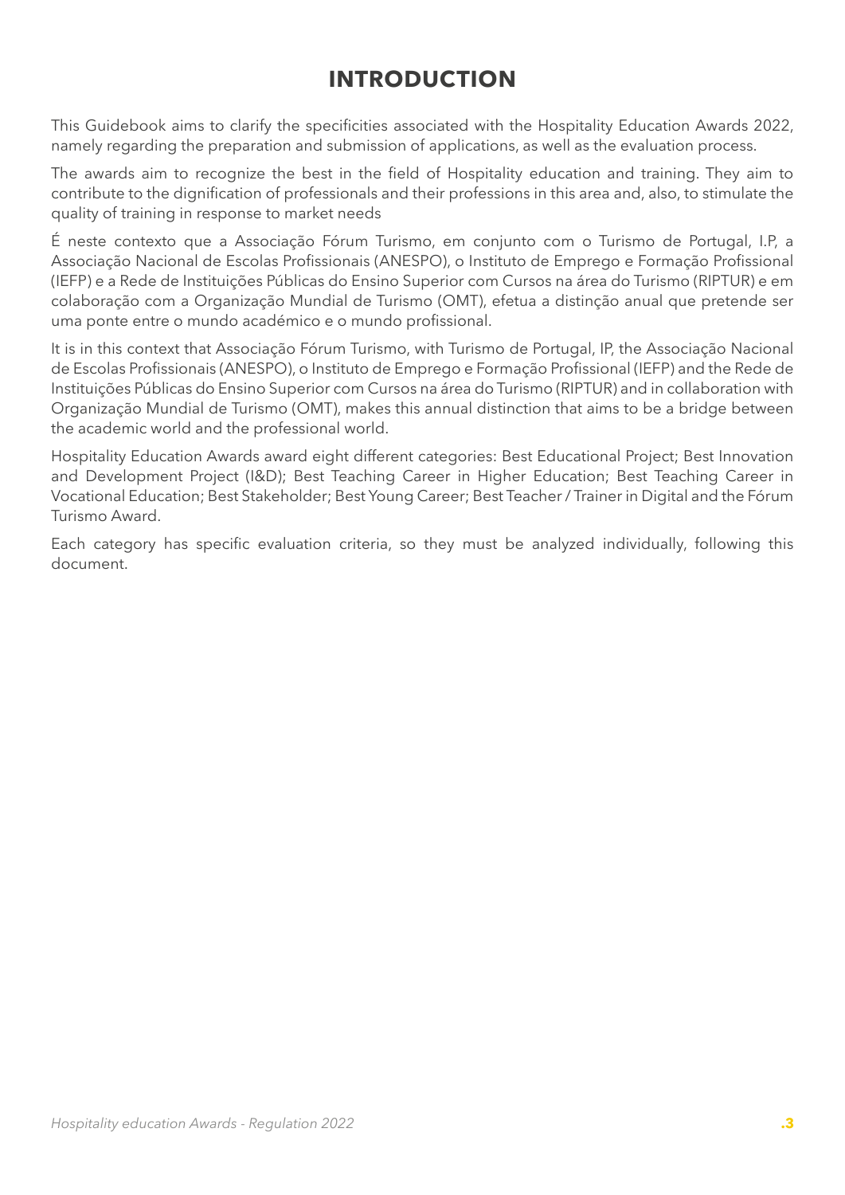# INTRODUCTION

This Guidebook aims to clarify the specificities associated with the Hospitality Education Awards 2022, namely regarding the preparation and submission of applications, as well as the evaluation process.

The awards aim to recognize the best in the field of Hospitality education and training. They aim to contribute to the dignification of professionals and their professions in this area and, also, to stimulate the quality of training in response to market needs

É neste contexto que a Associação Fórum Turismo, em conjunto com o Turismo de Portugal, I.P, a Associação Nacional de Escolas Profissionais (ANESPO), o Instituto de Emprego e Formação Profissional (IEFP) e a Rede de Instituições Públicas do Ensino Superior com Cursos na área do Turismo (RIPTUR) e em colaboração com a Organização Mundial de Turismo (OMT), efetua a distinção anual que pretende ser uma ponte entre o mundo académico e o mundo profissional.

It is in this context that Associação Fórum Turismo, with Turismo de Portugal, IP, the Associação Nacional de Escolas Profissionais (ANESPO), o Instituto de Emprego e Formação Profissional (IEFP) and the Rede de Instituições Públicas do Ensino Superior com Cursos na área do Turismo (RIPTUR) and in collaboration with Organização Mundial de Turismo (OMT), makes this annual distinction that aims to be a bridge between the academic world and the professional world.

Hospitality Education Awards award eight different categories: Best Educational Project; Best Innovation and Development Project (I&D); Best Teaching Career in Higher Education; Best Teaching Career in Vocational Education; Best Stakeholder; Best Young Career; Best Teacher / Trainer in Digital and the Fórum Turismo Award.

Each category has specific evaluation criteria, so they must be analyzed individually, following this document.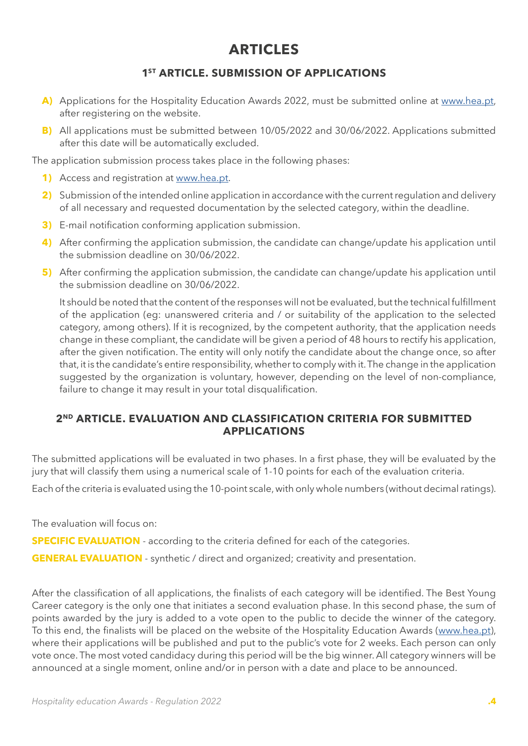# ARTICLES

## 1ST ARTICLE. SUBMISSION OF APPLICATIONS

**A)** Applications for the Hospitality Education Awards 2022, must be submitted online at www.hea.pt, after registering on the website.

**B)** All applications must be submitted between 10/05/2022 and 30/06/2022. Applications submitted after this date will be automatically excluded.

The application submission process takes place in the following phases:

1) Access and registration at www.hea.pt.
2) Submission of the intended online application in accordance with the current regulation and delivery of all necessary and requested documentation by the selected category, within the deadline.
3) E-mail notification conforming application submission.
4) After confirming the application submission, the candidate can change/update his application until the submission deadline on 30/06/2022.
5) After confirming the application submission, the candidate can change/update his application until the submission deadline on 30/06/2022.

   It should be noted that the content of the responses will not be evaluated, but the technical fulfillment of the application (eg: unanswered criteria and / or suitability of the application to the selected category, among others). If it is recognized, by the competent authority, that the application needs change in these compliant, the candidate will be given a period of 48 hours to rectify his application, after the given notification. The entity will only notify the candidate about the change once, so after that, it is the candidate's entire responsibility, whether to comply with it. The change in the application suggested by the organization is voluntary, however, depending on the level of non-compliance, failure to change it may result in your total disqualification.

## 2ND ARTICLE. EVALUATION AND CLASSIFICATION CRITERIA FOR SUBMITTED APPLICATIONS

The submitted applications will be evaluated in two phases. In a first phase, they will be evaluated by the jury that will classify them using a numerical scale of 1-10 points for each of the evaluation criteria.

Each of the criteria is evaluated using the 10-point scale, with only whole numbers (without decimal ratings).

The evaluation will focus on:

**SPECIFIC EVALUATION** - according to the criteria defined for each of the categories.

**GENERAL EVALUATION** - synthetic / direct and organized; creativity and presentation.

After the classification of all applications, the finalists of each category will be identified. The Best Young Career category is the only one that initiates a second evaluation phase. In this second phase, the sum of points awarded by the jury is added to a vote open to the public to decide the winner of the category. To this end, the finalists will be placed on the website of the Hospitality Education Awards (www.hea.pt), where their applications will be published and put to the public's vote for 2 weeks. Each person can only vote once. The most voted candidacy during this period will be the big winner. All category winners will be announced at a single moment, online and/or in person with a date and place to be announced.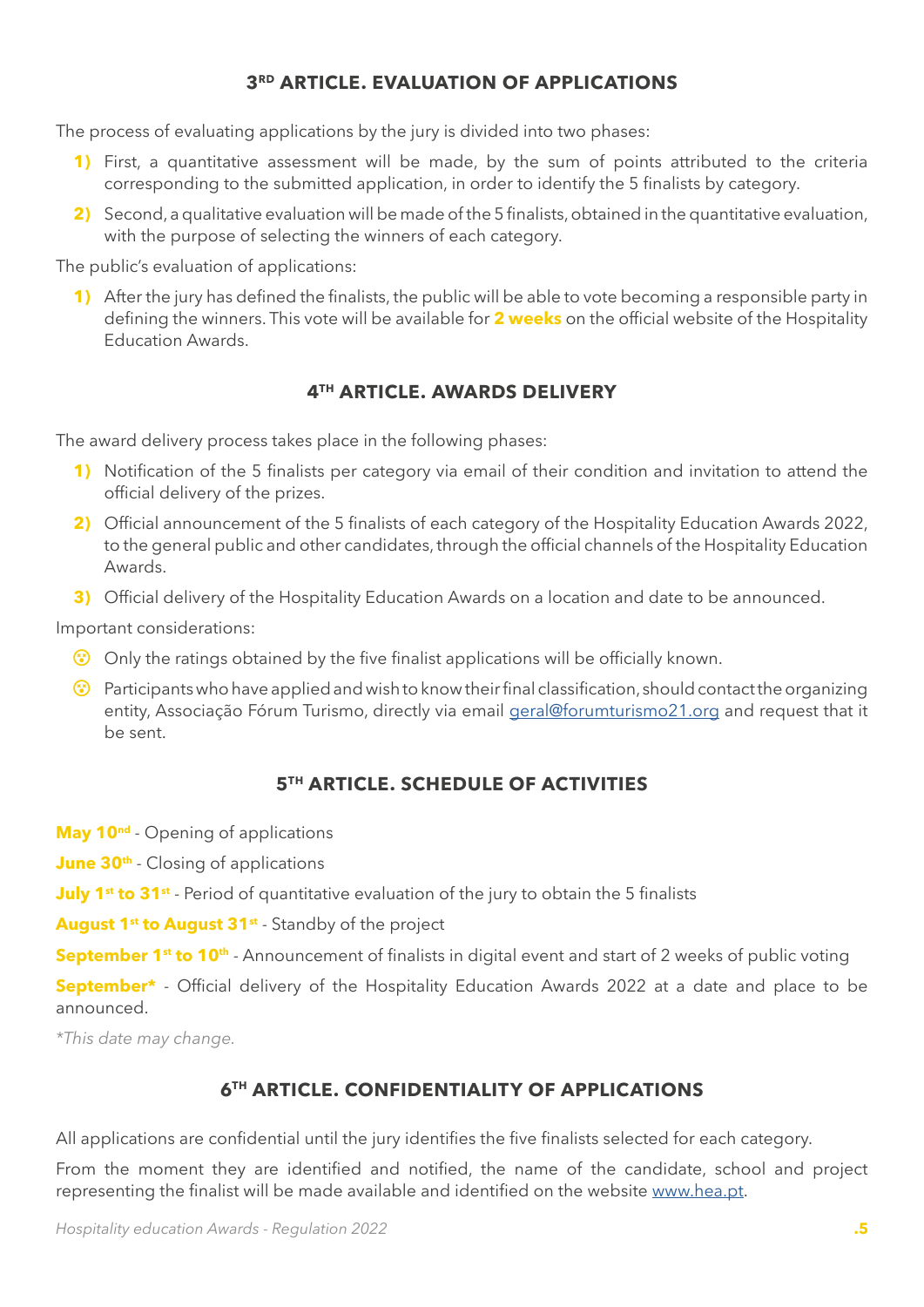## 3RD ARTICLE. EVALUATION OF APPLICATIONS

The process of evaluating applications by the jury is divided into two phases:

1) First, a quantitative assessment will be made, by the sum of points attributed to the criteria corresponding to the submitted application, in order to identify the 5 finalists by category.
2) Second, a qualitative evaluation will be made of the 5 finalists, obtained in the quantitative evaluation, with the purpose of selecting the winners of each category.

The public's evaluation of applications:

1) After the jury has defined the finalists, the public will be able to vote becoming a responsible party in defining the winners. This vote will be available for **2 weeks** on the official website of the Hospitality Education Awards.

## 4TH ARTICLE. AWARDS DELIVERY

The award delivery process takes place in the following phases:

1) Notification of the 5 finalists per category via email of their condition and invitation to attend the official delivery of the prizes.
2) Official announcement of the 5 finalists of each category of the Hospitality Education Awards 2022, to the general public and other candidates, through the official channels of the Hospitality Education Awards.
3) Official delivery of the Hospitality Education Awards on a location and date to be announced.

Important considerations:

- Only the ratings obtained by the five finalist applications will be officially known.
- Participants who have applied and wish to know their final classification, should contact the organizing entity, Associação Fórum Turismo, directly via email geral@forumturismo21.org and request that it be sent.

## 5TH ARTICLE. SCHEDULE OF ACTIVITIES

**May 10nd** - Opening of applications

**June 30th** - Closing of applications

**July 1st to 31st** - Period of quantitative evaluation of the jury to obtain the 5 finalists

**August 1st to August 31st** - Standby of the project

**September 1st to 10th** - Announcement of finalists in digital event and start of 2 weeks of public voting

**September*** - Official delivery of the Hospitality Education Awards 2022 at a date and place to be announced.

*\*This date may change.*

## 6TH ARTICLE. CONFIDENTIALITY OF APPLICATIONS

All applications are confidential until the jury identifies the five finalists selected for each category.

From the moment they are identified and notified, the name of the candidate, school and project representing the finalist will be made available and identified on the website www.hea.pt.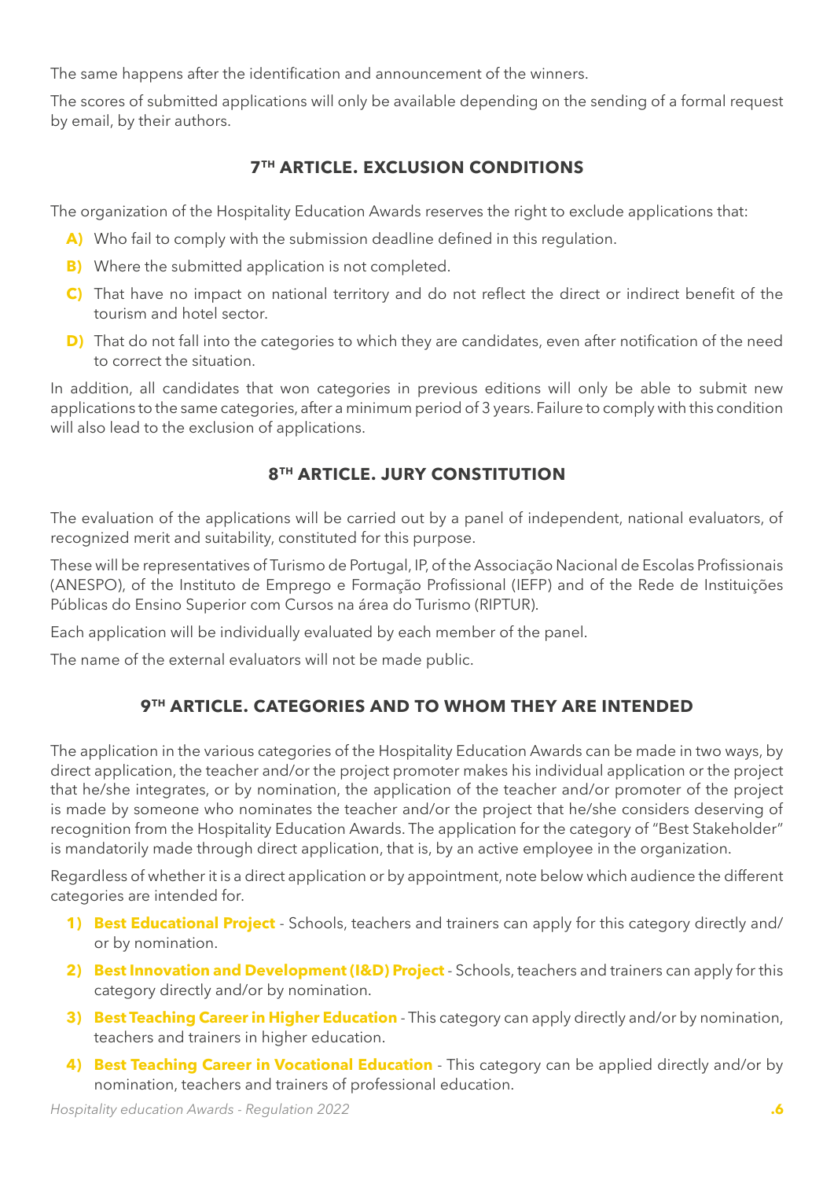The same happens after the identification and announcement of the winners.

The scores of submitted applications will only be available depending on the sending of a formal request by email, by their authors.

## 7TH ARTICLE. EXCLUSION CONDITIONS

The organization of the Hospitality Education Awards reserves the right to exclude applications that:

**A)** Who fail to comply with the submission deadline defined in this regulation.

**B)** Where the submitted application is not completed.

**C)** That have no impact on national territory and do not reflect the direct or indirect benefit of the tourism and hotel sector.

**D)** That do not fall into the categories to which they are candidates, even after notification of the need to correct the situation.

In addition, all candidates that won categories in previous editions will only be able to submit new applications to the same categories, after a minimum period of 3 years. Failure to comply with this condition will also lead to the exclusion of applications.

## 8TH ARTICLE. JURY CONSTITUTION

The evaluation of the applications will be carried out by a panel of independent, national evaluators, of recognized merit and suitability, constituted for this purpose.

These will be representatives of Turismo de Portugal, IP, of the Associação Nacional de Escolas Profissionais (ANESPO), of the Instituto de Emprego e Formação Profissional (IEFP) and of the Rede de Instituições Públicas do Ensino Superior com Cursos na área do Turismo (RIPTUR).

Each application will be individually evaluated by each member of the panel.

The name of the external evaluators will not be made public.

## 9TH ARTICLE. CATEGORIES AND TO WHOM THEY ARE INTENDED

The application in the various categories of the Hospitality Education Awards can be made in two ways, by direct application, the teacher and/or the project promoter makes his individual application or the project that he/she integrates, or by nomination, the application of the teacher and/or promoter of the project is made by someone who nominates the teacher and/or the project that he/she considers deserving of recognition from the Hospitality Education Awards. The application for the category of "Best Stakeholder" is mandatorily made through direct application, that is, by an active employee in the organization.

Regardless of whether it is a direct application or by appointment, note below which audience the different categories are intended for.

1) **Best Educational Project** - Schools, teachers and trainers can apply for this category directly and/or by nomination.
2) **Best Innovation and Development (I&D) Project** - Schools, teachers and trainers can apply for this category directly and/or by nomination.
3) **Best Teaching Career in Higher Education** - This category can apply directly and/or by nomination, teachers and trainers in higher education.
4) **Best Teaching Career in Vocational Education** - This category can be applied directly and/or by nomination, teachers and trainers of professional education.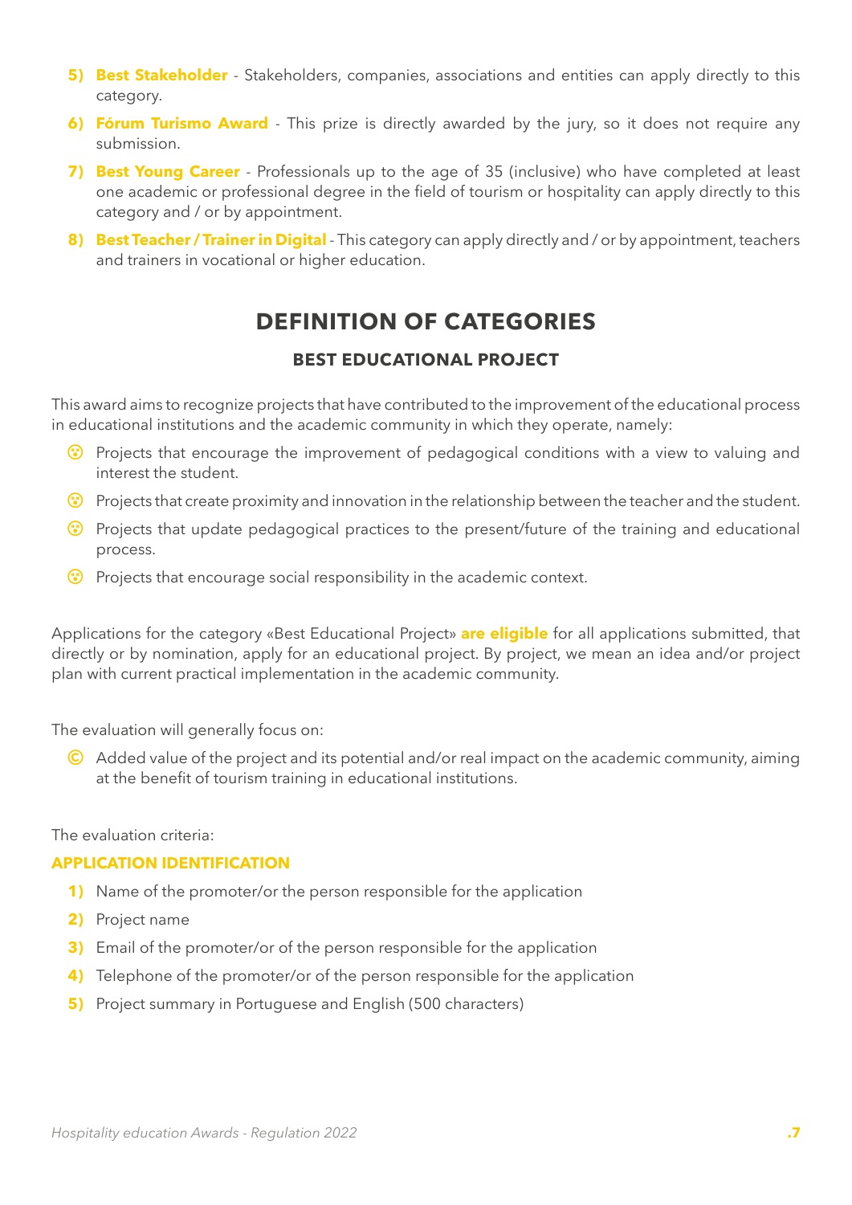5) **Best Stakeholder** - Stakeholders, companies, associations and entities can apply directly to this category.
6) **Fórum Turismo Award** - This prize is directly awarded by the jury, so it does not require any submission.
7) **Best Young Career** - Professionals up to the age of 35 (inclusive) who have completed at least one academic or professional degree in the field of tourism or hospitality can apply directly to this category and / or by appointment.
8) **Best Teacher / Trainer in Digital** - This category can apply directly and / or by appointment, teachers and trainers in vocational or higher education.

## DEFINITION OF CATEGORIES

### BEST EDUCATIONAL PROJECT

This award aims to recognize projects that have contributed to the improvement of the educational process in educational institutions and the academic community in which they operate, namely:

- Projects that encourage the improvement of pedagogical conditions with a view to valuing and interest the student.
- Projects that create proximity and innovation in the relationship between the teacher and the student.
- Projects that update pedagogical practices to the present/future of the training and educational process.
- Projects that encourage social responsibility in the academic context.

Applications for the category «Best Educational Project» **are eligible** for all applications submitted, that directly or by nomination, apply for an educational project. By project, we mean an idea and/or project plan with current practical implementation in the academic community.

The evaluation will generally focus on:

- Added value of the project and its potential and/or real impact on the academic community, aiming at the benefit of tourism training in educational institutions.

The evaluation criteria:

**APPLICATION IDENTIFICATION**

1) Name of the promoter/or the person responsible for the application
2) Project name
3) Email of the promoter/or of the person responsible for the application
4) Telephone of the promoter/or of the person responsible for the application
5) Project summary in Portuguese and English (500 characters)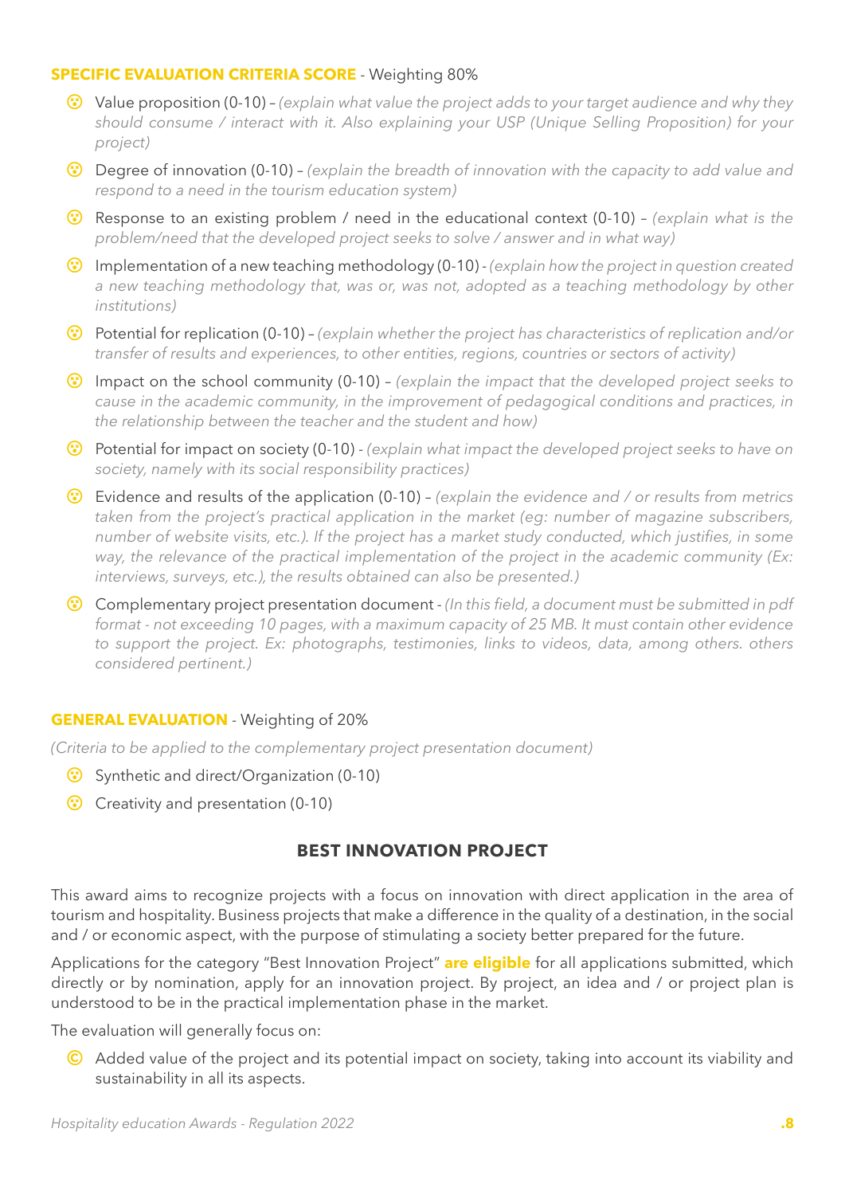**SPECIFIC EVALUATION CRITERIA SCORE** - Weighting 80%

- Value proposition (0-10) – *(explain what value the project adds to your target audience and why they should consume / interact with it. Also explaining your USP (Unique Selling Proposition) for your project)*
- Degree of innovation (0-10) – *(explain the breadth of innovation with the capacity to add value and respond to a need in the tourism education system)*
- Response to an existing problem / need in the educational context (0-10) – *(explain what is the problem/need that the developed project seeks to solve / answer and in what way)*
- Implementation of a new teaching methodology (0-10) - *(explain how the project in question created a new teaching methodology that, was or, was not, adopted as a teaching methodology by other institutions)*
- Potential for replication (0-10) – *(explain whether the project has characteristics of replication and/or transfer of results and experiences, to other entities, regions, countries or sectors of activity)*
- Impact on the school community (0-10) – *(explain the impact that the developed project seeks to cause in the academic community, in the improvement of pedagogical conditions and practices, in the relationship between the teacher and the student and how)*
- Potential for impact on society (0-10) - *(explain what impact the developed project seeks to have on society, namely with its social responsibility practices)*
- Evidence and results of the application (0-10) – *(explain the evidence and / or results from metrics taken from the project's practical application in the market (eg: number of magazine subscribers, number of website visits, etc.). If the project has a market study conducted, which justifies, in some way, the relevance of the practical implementation of the project in the academic community (Ex: interviews, surveys, etc.), the results obtained can also be presented.)*
- Complementary project presentation document - *(In this field, a document must be submitted in pdf format - not exceeding 10 pages, with a maximum capacity of 25 MB. It must contain other evidence to support the project. Ex: photographs, testimonies, links to videos, data, among others. others considered pertinent.)*

**GENERAL EVALUATION** - Weighting of 20%

*(Criteria to be applied to the complementary project presentation document)*

- Synthetic and direct/Organization (0-10)
- Creativity and presentation (0-10)

## BEST INNOVATION PROJECT

This award aims to recognize projects with a focus on innovation with direct application in the area of tourism and hospitality. Business projects that make a difference in the quality of a destination, in the social and / or economic aspect, with the purpose of stimulating a society better prepared for the future.

Applications for the category "Best Innovation Project" **are eligible** for all applications submitted, which directly or by nomination, apply for an innovation project. By project, an idea and / or project plan is understood to be in the practical implementation phase in the market.

The evaluation will generally focus on:

- Added value of the project and its potential impact on society, taking into account its viability and sustainability in all its aspects.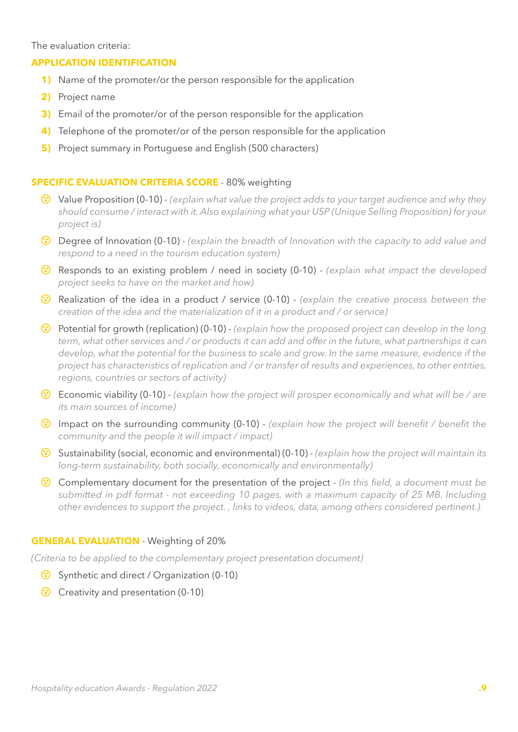The evaluation criteria:

**APPLICATION IDENTIFICATION**

1) Name of the promoter/or the person responsible for the application
2) Project name
3) Email of the promoter/or of the person responsible for the application
4) Telephone of the promoter/or of the person responsible for the application
5) Project summary in Portuguese and English (500 characters)

**SPECIFIC EVALUATION CRITERIA SCORE** - 80% weighting

- Value Proposition (0-10) - *(explain what value the project adds to your target audience and why they should consume / interact with it. Also explaining what your USP (Unique Selling Proposition) for your project is)*
- Degree of Innovation (0-10) - *(explain the breadth of Innovation with the capacity to add value and respond to a need in the tourism education system)*
- Responds to an existing problem / need in society (0-10) - *(explain what impact the developed project seeks to have on the market and how)*
- Realization of the idea in a product / service (0-10) - *(explain the creative process between the creation of the idea and the materialization of it in a product and / or service)*
- Potential for growth (replication) (0-10) - *(explain how the proposed project can develop in the long term, what other services and / or products it can add and offer in the future, what partnerships it can develop, what the potential for the business to scale and grow. In the same measure, evidence if the project has characteristics of replication and / or transfer of results and experiences, to other entities, regions, countries or sectors of activity)*
- Economic viability (0-10) - *(explain how the project will prosper economically and what will be / are its main sources of income)*
- Impact on the surrounding community (0-10) - *(explain how the project will benefit / benefit the community and the people it will impact / impact)*
- Sustainability (social, economic and environmental) (0-10) - *(explain how the project will maintain its long-term sustainability, both socially, economically and environmentally)*
- Complementary document for the presentation of the project - *(In this field, a document must be submitted in pdf format - not exceeding 10 pages, with a maximum capacity of 25 MB. Including other evidences to support the project. , links to videos, data, among others considered pertinent.)*

**GENERAL EVALUATION** - Weighting of 20%

*(Criteria to be applied to the complementary project presentation document)*

- Synthetic and direct / Organization (0-10)
- Creativity and presentation (0-10)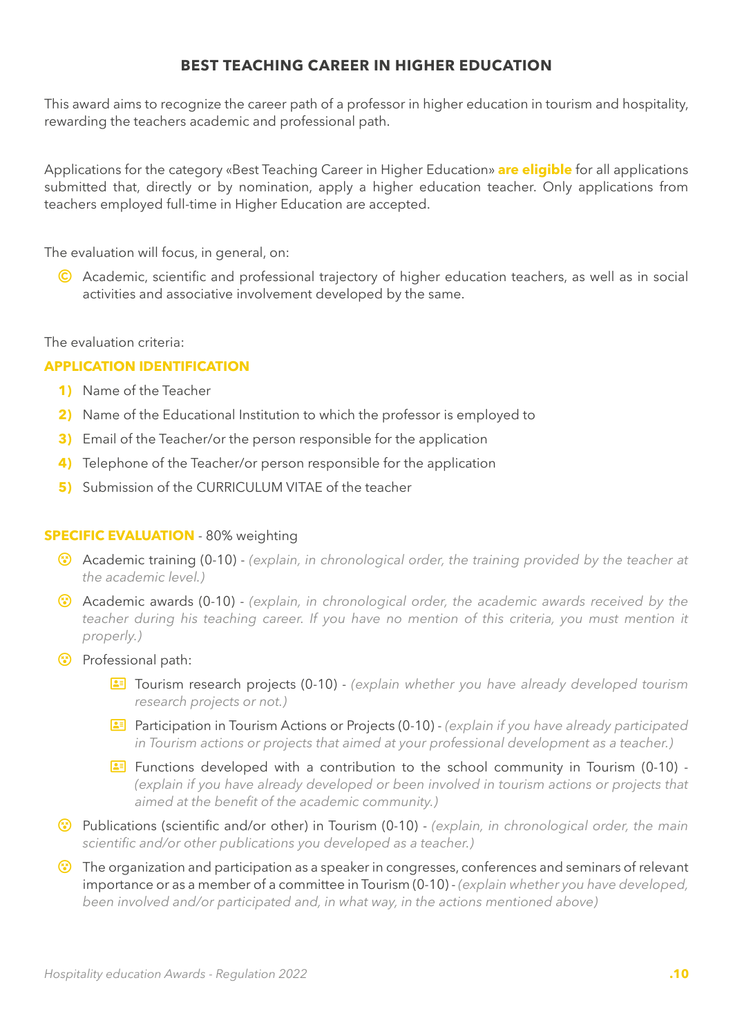## BEST TEACHING CAREER IN HIGHER EDUCATION

This award aims to recognize the career path of a professor in higher education in tourism and hospitality, rewarding the teachers academic and professional path.

Applications for the category «Best Teaching Career in Higher Education» **are eligible** for all applications submitted that, directly or by nomination, apply a higher education teacher. Only applications from teachers employed full-time in Higher Education are accepted.

The evaluation will focus, in general, on:

- Academic, scientific and professional trajectory of higher education teachers, as well as in social activities and associative involvement developed by the same.

The evaluation criteria:

**APPLICATION IDENTIFICATION**

1) Name of the Teacher
2) Name of the Educational Institution to which the professor is employed to
3) Email of the Teacher/or the person responsible for the application
4) Telephone of the Teacher/or person responsible for the application
5) Submission of the CURRICULUM VITAE of the teacher

**SPECIFIC EVALUATION** - 80% weighting

- Academic training (0-10) - *(explain, in chronological order, the training provided by the teacher at the academic level.)*
- Academic awards (0-10) - *(explain, in chronological order, the academic awards received by the teacher during his teaching career. If you have no mention of this criteria, you must mention it properly.)*
- Professional path:
    - Tourism research projects (0-10) - *(explain whether you have already developed tourism research projects or not.)*
    - Participation in Tourism Actions or Projects (0-10) - *(explain if you have already participated in Tourism actions or projects that aimed at your professional development as a teacher.)*
    - Functions developed with a contribution to the school community in Tourism (0-10) - *(explain if you have already developed or been involved in tourism actions or projects that aimed at the benefit of the academic community.)*
- Publications (scientific and/or other) in Tourism (0-10) - *(explain, in chronological order, the main scientific and/or other publications you developed as a teacher.)*
- The organization and participation as a speaker in congresses, conferences and seminars of relevant importance or as a member of a committee in Tourism (0-10) - *(explain whether you have developed, been involved and/or participated and, in what way, in the actions mentioned above)*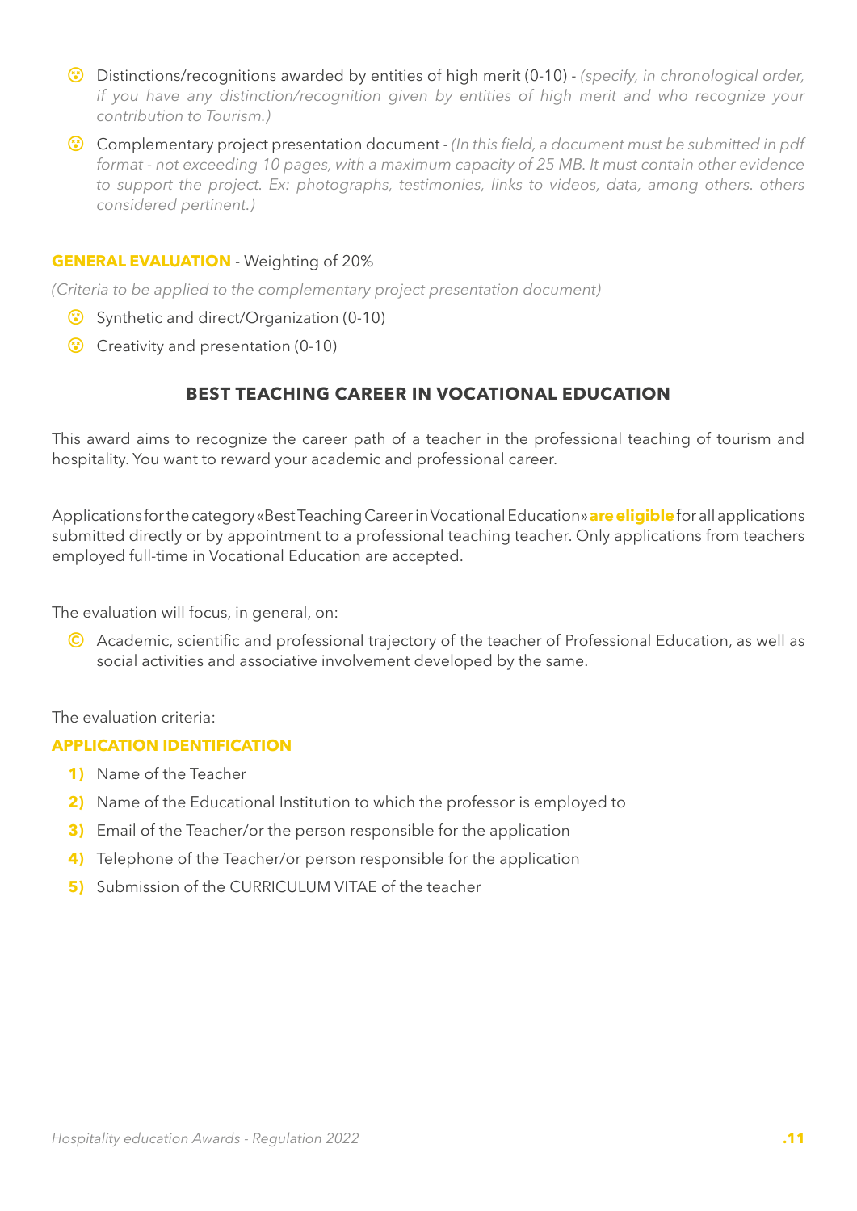- Distinctions/recognitions awarded by entities of high merit (0-10) - *(specify, in chronological order, if you have any distinction/recognition given by entities of high merit and who recognize your contribution to Tourism.)*
- Complementary project presentation document - *(In this field, a document must be submitted in pdf format - not exceeding 10 pages, with a maximum capacity of 25 MB. It must contain other evidence to support the project. Ex: photographs, testimonies, links to videos, data, among others. others considered pertinent.)*

**GENERAL EVALUATION** - Weighting of 20%

*(Criteria to be applied to the complementary project presentation document)*

- Synthetic and direct/Organization (0-10)
- Creativity and presentation (0-10)

## BEST TEACHING CAREER IN VOCATIONAL EDUCATION

This award aims to recognize the career path of a teacher in the professional teaching of tourism and hospitality. You want to reward your academic and professional career.

Applications for the category «Best Teaching Career in Vocational Education» **are eligible** for all applications submitted directly or by appointment to a professional teaching teacher. Only applications from teachers employed full-time in Vocational Education are accepted.

The evaluation will focus, in general, on:

- Academic, scientific and professional trajectory of the teacher of Professional Education, as well as social activities and associative involvement developed by the same.

The evaluation criteria:

**APPLICATION IDENTIFICATION**

1) Name of the Teacher
2) Name of the Educational Institution to which the professor is employed to
3) Email of the Teacher/or the person responsible for the application
4) Telephone of the Teacher/or person responsible for the application
5) Submission of the CURRICULUM VITAE of the teacher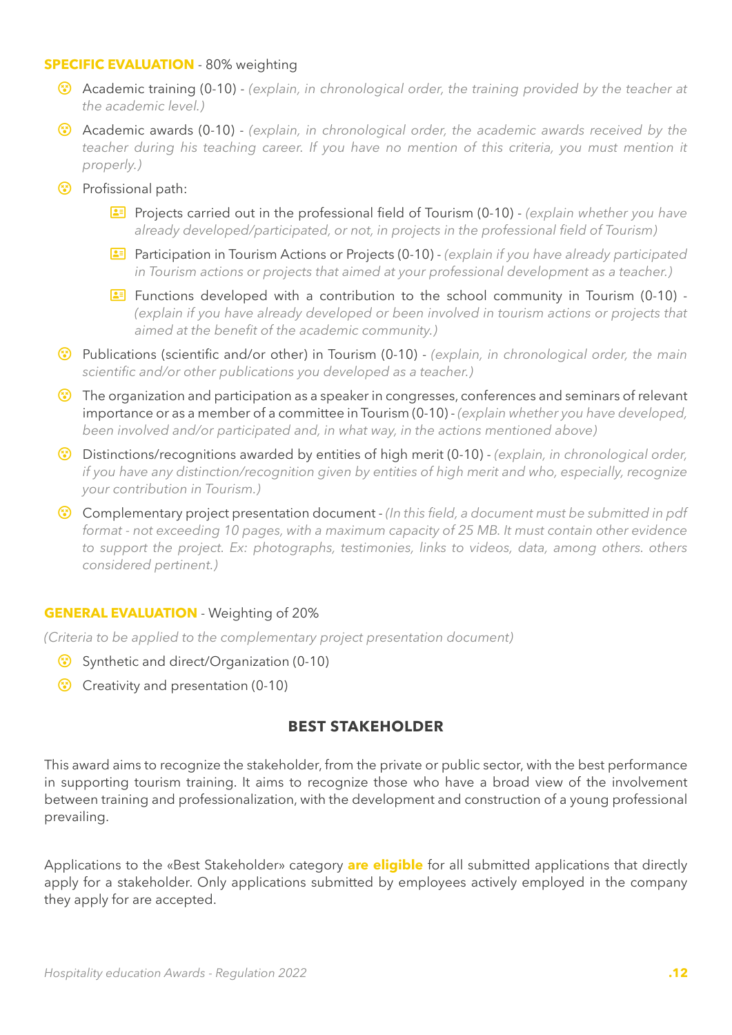**SPECIFIC EVALUATION** - 80% weighting

- Academic training (0-10) - *(explain, in chronological order, the training provided by the teacher at the academic level.)*
- Academic awards (0-10) - *(explain, in chronological order, the academic awards received by the teacher during his teaching career. If you have no mention of this criteria, you must mention it properly.)*
- Profissional path:
  - Projects carried out in the professional field of Tourism (0-10) - *(explain whether you have already developed/participated, or not, in projects in the professional field of Tourism)*
  - Participation in Tourism Actions or Projects (0-10) - *(explain if you have already participated in Tourism actions or projects that aimed at your professional development as a teacher.)*
  - Functions developed with a contribution to the school community in Tourism (0-10) - *(explain if you have already developed or been involved in tourism actions or projects that aimed at the benefit of the academic community.)*
- Publications (scientific and/or other) in Tourism (0-10) - *(explain, in chronological order, the main scientific and/or other publications you developed as a teacher.)*
- The organization and participation as a speaker in congresses, conferences and seminars of relevant importance or as a member of a committee in Tourism (0-10) - *(explain whether you have developed, been involved and/or participated and, in what way, in the actions mentioned above)*
- Distinctions/recognitions awarded by entities of high merit (0-10) - *(explain, in chronological order, if you have any distinction/recognition given by entities of high merit and who, especially, recognize your contribution in Tourism.)*
- Complementary project presentation document - *(In this field, a document must be submitted in pdf format - not exceeding 10 pages, with a maximum capacity of 25 MB. It must contain other evidence to support the project. Ex: photographs, testimonies, links to videos, data, among others. others considered pertinent.)*

**GENERAL EVALUATION** - Weighting of 20%

*(Criteria to be applied to the complementary project presentation document)*

- Synthetic and direct/Organization (0-10)
- Creativity and presentation (0-10)

## BEST STAKEHOLDER

This award aims to recognize the stakeholder, from the private or public sector, with the best performance in supporting tourism training. It aims to recognize those who have a broad view of the involvement between training and professionalization, with the development and construction of a young professional prevailing.

Applications to the «Best Stakeholder» category **are eligible** for all submitted applications that directly apply for a stakeholder. Only applications submitted by employees actively employed in the company they apply for are accepted.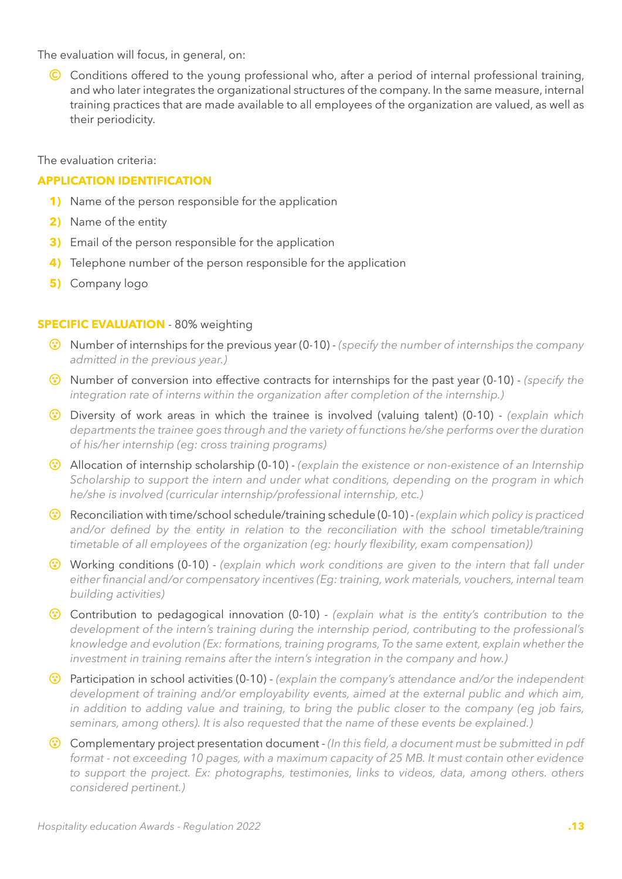The evaluation will focus, in general, on:

- Conditions offered to the young professional who, after a period of internal professional training, and who later integrates the organizational structures of the company. In the same measure, internal training practices that are made available to all employees of the organization are valued, as well as their periodicity.

The evaluation criteria:

**APPLICATION IDENTIFICATION**

1) Name of the person responsible for the application
2) Name of the entity
3) Email of the person responsible for the application
4) Telephone number of the person responsible for the application
5) Company logo

**SPECIFIC EVALUATION** - 80% weighting

- Number of internships for the previous year (0-10) - *(specify the number of internships the company admitted in the previous year.)*
- Number of conversion into effective contracts for internships for the past year (0-10) - *(specify the integration rate of interns within the organization after completion of the internship.)*
- Diversity of work areas in which the trainee is involved (valuing talent) (0-10) - *(explain which departments the trainee goes through and the variety of functions he/she performs over the duration of his/her internship (eg: cross training programs)*
- Allocation of internship scholarship (0-10) - *(explain the existence or non-existence of an Internship Scholarship to support the intern and under what conditions, depending on the program in which he/she is involved (curricular internship/professional internship, etc.)*
- Reconciliation with time/school schedule/training schedule (0-10) - *(explain which policy is practiced and/or defined by the entity in relation to the reconciliation with the school timetable/training timetable of all employees of the organization (eg: hourly flexibility, exam compensation))*
- Working conditions (0-10) - *(explain which work conditions are given to the intern that fall under either financial and/or compensatory incentives (Eg: training, work materials, vouchers, internal team building activities)*
- Contribution to pedagogical innovation (0-10) - *(explain what is the entity's contribution to the development of the intern's training during the internship period, contributing to the professional's knowledge and evolution (Ex: formations, training programs, To the same extent, explain whether the investment in training remains after the intern's integration in the company and how.)*
- Participation in school activities (0-10) - *(explain the company's attendance and/or the independent development of training and/or employability events, aimed at the external public and which aim, in addition to adding value and training, to bring the public closer to the company (eg job fairs, seminars, among others). It is also requested that the name of these events be explained.)*
- Complementary project presentation document - *(In this field, a document must be submitted in pdf format - not exceeding 10 pages, with a maximum capacity of 25 MB. It must contain other evidence to support the project. Ex: photographs, testimonies, links to videos, data, among others. others considered pertinent.)*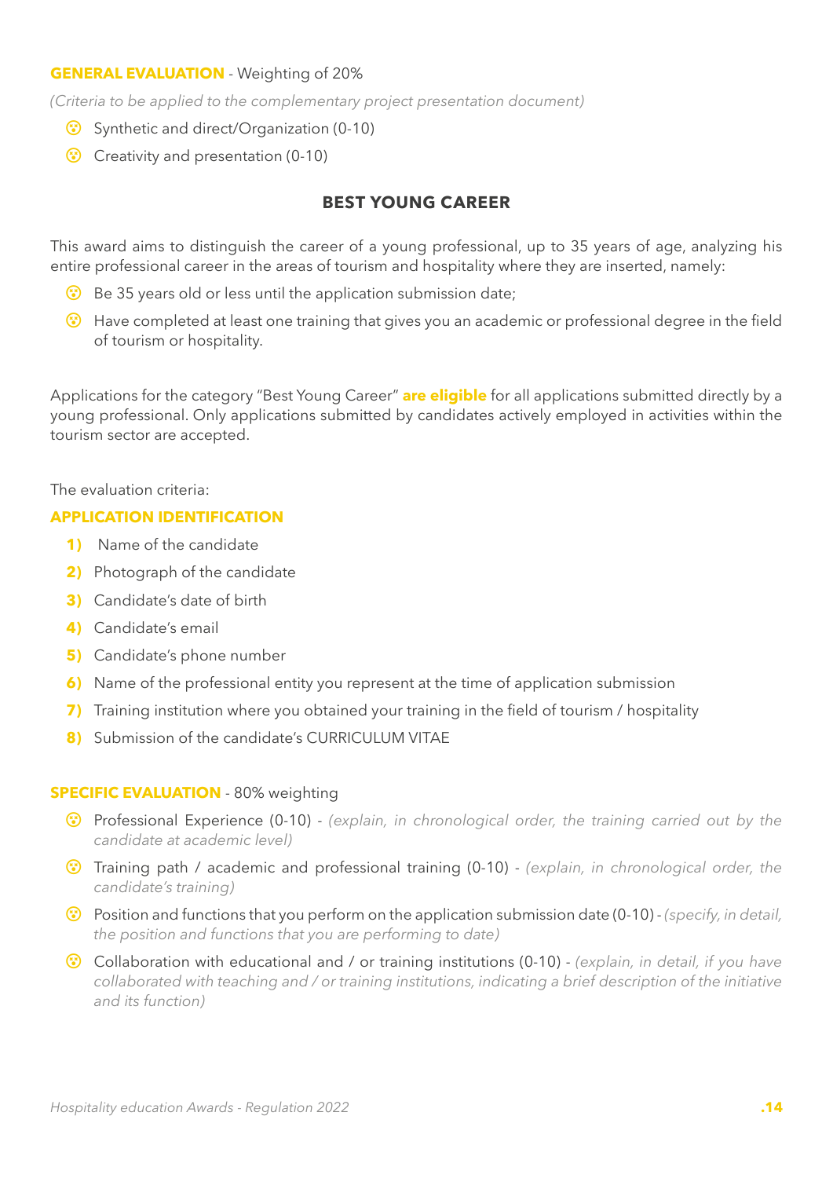**GENERAL EVALUATION** - Weighting of 20%

*(Criteria to be applied to the complementary project presentation document)*

- Synthetic and direct/Organization (0-10)
- Creativity and presentation (0-10)

## BEST YOUNG CAREER

This award aims to distinguish the career of a young professional, up to 35 years of age, analyzing his entire professional career in the areas of tourism and hospitality where they are inserted, namely:

- Be 35 years old or less until the application submission date;
- Have completed at least one training that gives you an academic or professional degree in the field of tourism or hospitality.

Applications for the category "Best Young Career" **are eligible** for all applications submitted directly by a young professional. Only applications submitted by candidates actively employed in activities within the tourism sector are accepted.

The evaluation criteria:

**APPLICATION IDENTIFICATION**

1) Name of the candidate
2) Photograph of the candidate
3) Candidate's date of birth
4) Candidate's email
5) Candidate's phone number
6) Name of the professional entity you represent at the time of application submission
7) Training institution where you obtained your training in the field of tourism / hospitality
8) Submission of the candidate's CURRICULUM VITAE

**SPECIFIC EVALUATION** - 80% weighting

- Professional Experience (0-10) - *(explain, in chronological order, the training carried out by the candidate at academic level)*
- Training path / academic and professional training (0-10) - *(explain, in chronological order, the candidate's training)*
- Position and functions that you perform on the application submission date (0-10) - *(specify, in detail, the position and functions that you are performing to date)*
- Collaboration with educational and / or training institutions (0-10) - *(explain, in detail, if you have collaborated with teaching and / or training institutions, indicating a brief description of the initiative and its function)*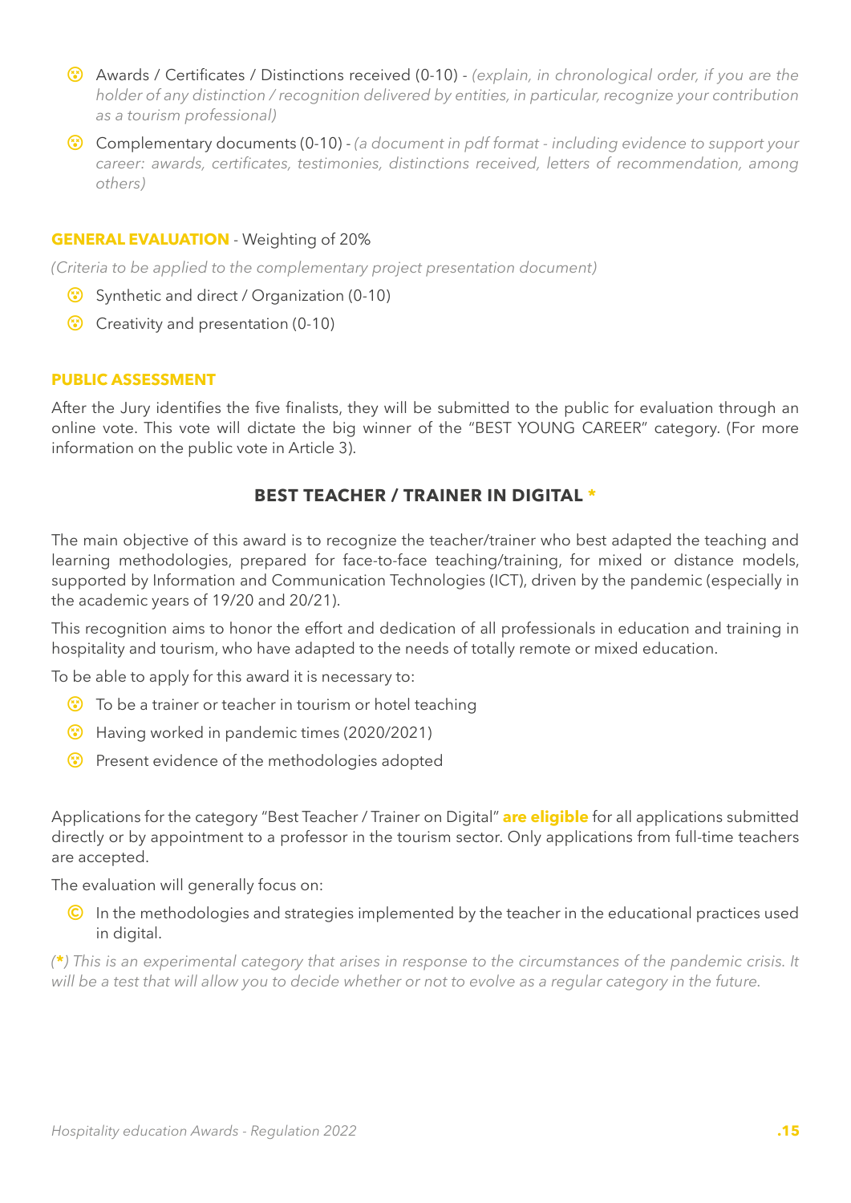- Awards / Certificates / Distinctions received (0-10) - *(explain, in chronological order, if you are the holder of any distinction / recognition delivered by entities, in particular, recognize your contribution as a tourism professional)*
- Complementary documents (0-10) - *(a document in pdf format - including evidence to support your career: awards, certificates, testimonies, distinctions received, letters of recommendation, among others)*

**GENERAL EVALUATION** - Weighting of 20%

*(Criteria to be applied to the complementary project presentation document)*

- Synthetic and direct / Organization (0-10)
- Creativity and presentation (0-10)

**PUBLIC ASSESSMENT**

After the Jury identifies the five finalists, they will be submitted to the public for evaluation through an online vote. This vote will dictate the big winner of the "BEST YOUNG CAREER" category. (For more information on the public vote in Article 3).

## BEST TEACHER / TRAINER IN DIGITAL *

The main objective of this award is to recognize the teacher/trainer who best adapted the teaching and learning methodologies, prepared for face-to-face teaching/training, for mixed or distance models, supported by Information and Communication Technologies (ICT), driven by the pandemic (especially in the academic years of 19/20 and 20/21).

This recognition aims to honor the effort and dedication of all professionals in education and training in hospitality and tourism, who have adapted to the needs of totally remote or mixed education.

To be able to apply for this award it is necessary to:

- To be a trainer or teacher in tourism or hotel teaching
- Having worked in pandemic times (2020/2021)
- Present evidence of the methodologies adopted

Applications for the category "Best Teacher / Trainer on Digital" **are eligible** for all applications submitted directly or by appointment to a professor in the tourism sector. Only applications from full-time teachers are accepted.

The evaluation will generally focus on:

- In the methodologies and strategies implemented by the teacher in the educational practices used in digital.

*(*) This is an experimental category that arises in response to the circumstances of the pandemic crisis. It will be a test that will allow you to decide whether or not to evolve as a regular category in the future.*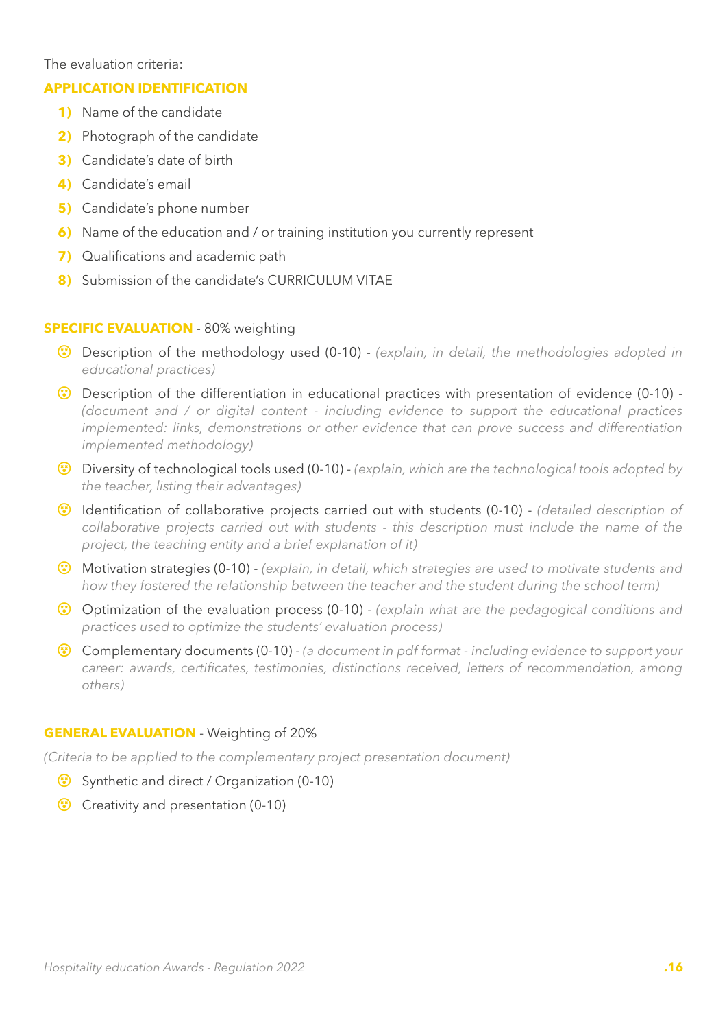The evaluation criteria:

**APPLICATION IDENTIFICATION**

1) Name of the candidate
2) Photograph of the candidate
3) Candidate's date of birth
4) Candidate's email
5) Candidate's phone number
6) Name of the education and / or training institution you currently represent
7) Qualifications and academic path
8) Submission of the candidate's CURRICULUM VITAE

**SPECIFIC EVALUATION** - 80% weighting

- Description of the methodology used (0-10) - *(explain, in detail, the methodologies adopted in educational practices)*
- Description of the differentiation in educational practices with presentation of evidence (0-10) - *(document and / or digital content - including evidence to support the educational practices implemented: links, demonstrations or other evidence that can prove success and differentiation implemented methodology)*
- Diversity of technological tools used (0-10) - *(explain, which are the technological tools adopted by the teacher, listing their advantages)*
- Identification of collaborative projects carried out with students (0-10) - *(detailed description of collaborative projects carried out with students - this description must include the name of the project, the teaching entity and a brief explanation of it)*
- Motivation strategies (0-10) - *(explain, in detail, which strategies are used to motivate students and how they fostered the relationship between the teacher and the student during the school term)*
- Optimization of the evaluation process (0-10) - *(explain what are the pedagogical conditions and practices used to optimize the students' evaluation process)*
- Complementary documents (0-10) - *(a document in pdf format - including evidence to support your career: awards, certificates, testimonies, distinctions received, letters of recommendation, among others)*

**GENERAL EVALUATION** - Weighting of 20%

*(Criteria to be applied to the complementary project presentation document)*

- Synthetic and direct / Organization (0-10)
- Creativity and presentation (0-10)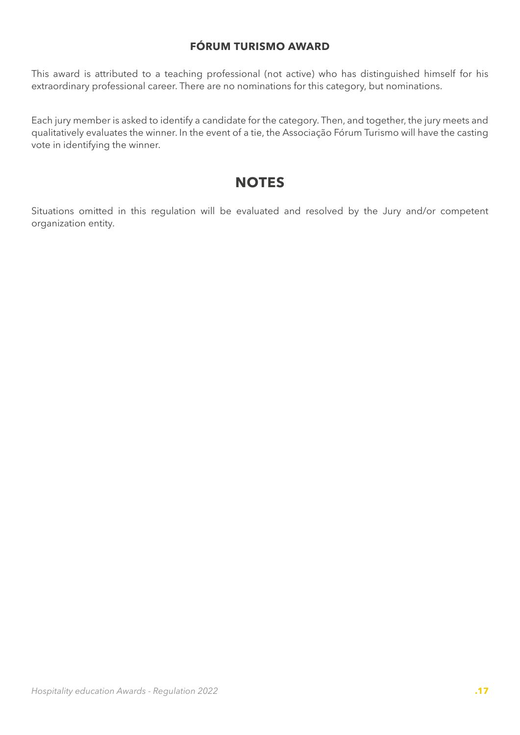### FÓRUM TURISMO AWARD

This award is attributed to a teaching professional (not active) who has distinguished himself for his extraordinary professional career. There are no nominations for this category, but nominations.

Each jury member is asked to identify a candidate for the category. Then, and together, the jury meets and qualitatively evaluates the winner. In the event of a tie, the Associação Fórum Turismo will have the casting vote in identifying the winner.

## NOTES

Situations omitted in this regulation will be evaluated and resolved by the Jury and/or competent organization entity.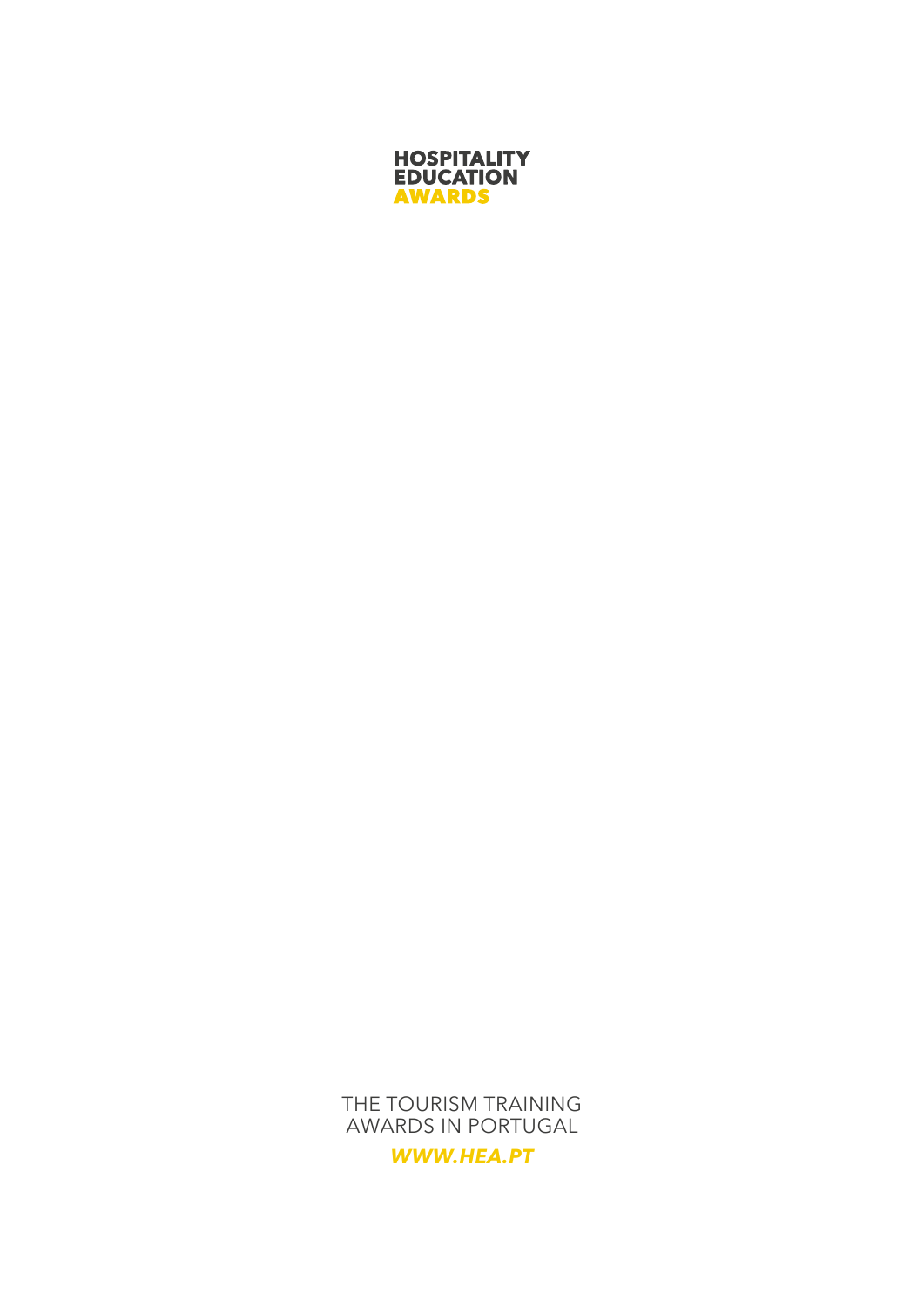**HOSPITALITY**
**EDUCATION**
**AWARDS**

THE TOURISM TRAINING
AWARDS IN PORTUGAL

***WWW.HEA.PT***